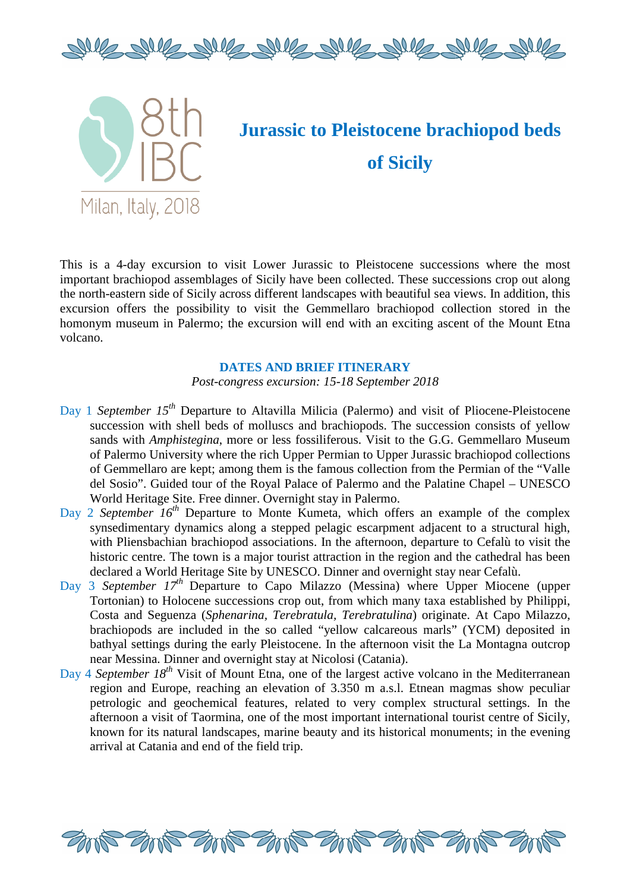8th IBC

Milan, Italy, 2018

# Jurassic to Pleistocene brachiopod beds of Sicily

This is a 4-day excursion to visit Lower Jurassic to Pleistocene successions where the most important brachiopod assemblages of Sicily have been collected. These successions crop out along the north-eastern side of Sicily across different landscapes with beautiful sea views. In addition, this excursion offers the possibility to visit the Gemmellaro brachiopod collection stored in the homonym museum in Palermo; the excursion will end with an exciting ascent of the Mount Etna volcano.

## DATES AND BRIEF ITINERARY

*Post-congress excursion: 15-18 September 2018*

Day 1 *September 15th* Departure to Altavilla Milicia (Palermo) and visit of Pliocene-Pleistocene succession with shell beds of molluscs and brachiopods. The succession consists of yellow sands with *Amphistegina*, more or less fossiliferous. Visit to the G.G. Gemmellaro Museum of Palermo University where the rich Upper Permian to Upper Jurassic brachiopod collections of Gemmellaro are kept; among them is the famous collection from the Permian of the "Valle del Sosio". Guided tour of the Royal Palace of Palermo and the Palatine Chapel – UNESCO World Heritage Site. Free dinner. Overnight stay in Palermo.

Day 2 *September 16th* Departure to Monte Kumeta, which offers an example of the complex synsedimentary dynamics along a stepped pelagic escarpment adjacent to a structural high, with Pliensbachian brachiopod associations. In the afternoon, departure to Cefalù to visit the historic centre. The town is a major tourist attraction in the region and the cathedral has been declared a World Heritage Site by UNESCO. Dinner and overnight stay near Cefalù.

Day 3 *September 17th* Departure to Capo Milazzo (Messina) where Upper Miocene (upper Tortonian) to Holocene successions crop out, from which many taxa established by Philippi, Costa and Seguenza (*Sphenarina*, *Terebratula*, *Terebratulina*) originate. At Capo Milazzo, brachiopods are included in the so called "yellow calcareous marls" (YCM) deposited in bathyal settings during the early Pleistocene. In the afternoon visit the La Montagna outcrop near Messina. Dinner and overnight stay at Nicolosi (Catania).

Day 4 *September 18th* Visit of Mount Etna, one of the largest active volcano in the Mediterranean region and Europe, reaching an elevation of 3.350 m a.s.l. Etnean magmas show peculiar petrologic and geochemical features, related to very complex structural settings. In the afternoon a visit of Taormina, one of the most important international tourist centre of Sicily, known for its natural landscapes, marine beauty and its historical monuments; in the evening arrival at Catania and end of the field trip.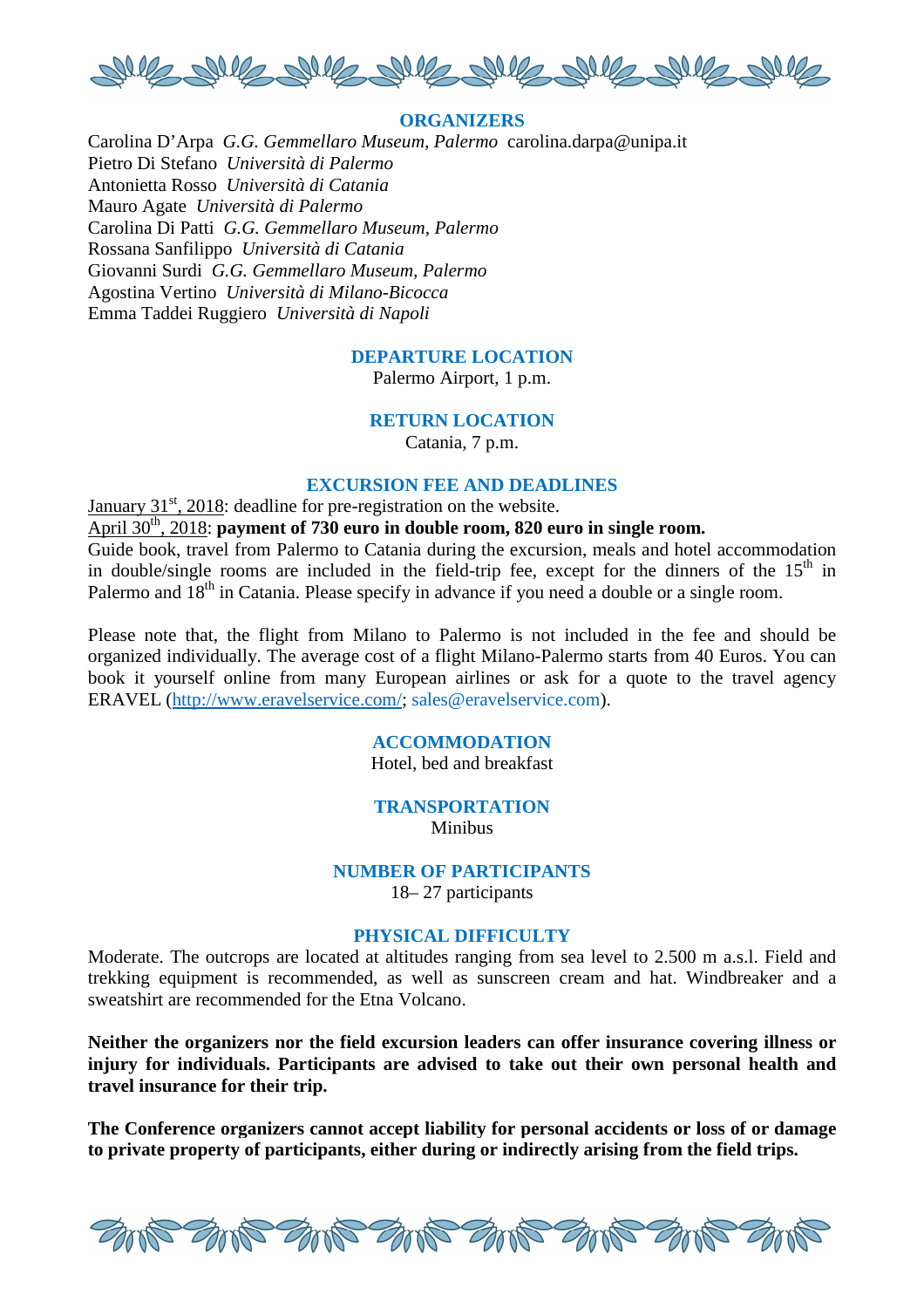## ORGANIZERS

Carolina D'Arpa *G.G. Gemmellaro Museum, Palermo* carolina.darpa@unipa.it
Pietro Di Stefano *Università di Palermo*
Antonietta Rosso *Università di Catania*
Mauro Agate *Università di Palermo*
Carolina Di Patti *G.G. Gemmellaro Museum, Palermo*
Rossana Sanfilippo *Università di Catania*
Giovanni Surdi *G.G. Gemmellaro Museum, Palermo*
Agostina Vertino *Università di Milano-Bicocca*
Emma Taddei Ruggiero *Università di Napoli*

## DEPARTURE LOCATION

Palermo Airport, 1 p.m.

## RETURN LOCATION

Catania, 7 p.m.

## EXCURSION FEE AND DEADLINES

January 31st, 2018: deadline for pre-registration on the website.
April 30th, 2018: **payment of 730 euro in double room, 820 euro in single room.**
Guide book, travel from Palermo to Catania during the excursion, meals and hotel accommodation in double/single rooms are included in the field-trip fee, except for the dinners of the 15th in Palermo and 18th in Catania. Please specify in advance if you need a double or a single room.

Please note that, the flight from Milano to Palermo is not included in the fee and should be organized individually. The average cost of a flight Milano-Palermo starts from 40 Euros. You can book it yourself online from many European airlines or ask for a quote to the travel agency ERAVEL (http://www.eravelservice.com/; sales@eravelservice.com).

## ACCOMMODATION

Hotel, bed and breakfast

## TRANSPORTATION

Minibus

## NUMBER OF PARTICIPANTS

18– 27 participants

## PHYSICAL DIFFICULTY

Moderate. The outcrops are located at altitudes ranging from sea level to 2.500 m a.s.l. Field and trekking equipment is recommended, as well as sunscreen cream and hat. Windbreaker and a sweatshirt are recommended for the Etna Volcano.

**Neither the organizers nor the field excursion leaders can offer insurance covering illness or injury for individuals. Participants are advised to take out their own personal health and travel insurance for their trip.**

**The Conference organizers cannot accept liability for personal accidents or loss of or damage to private property of participants, either during or indirectly arising from the field trips.**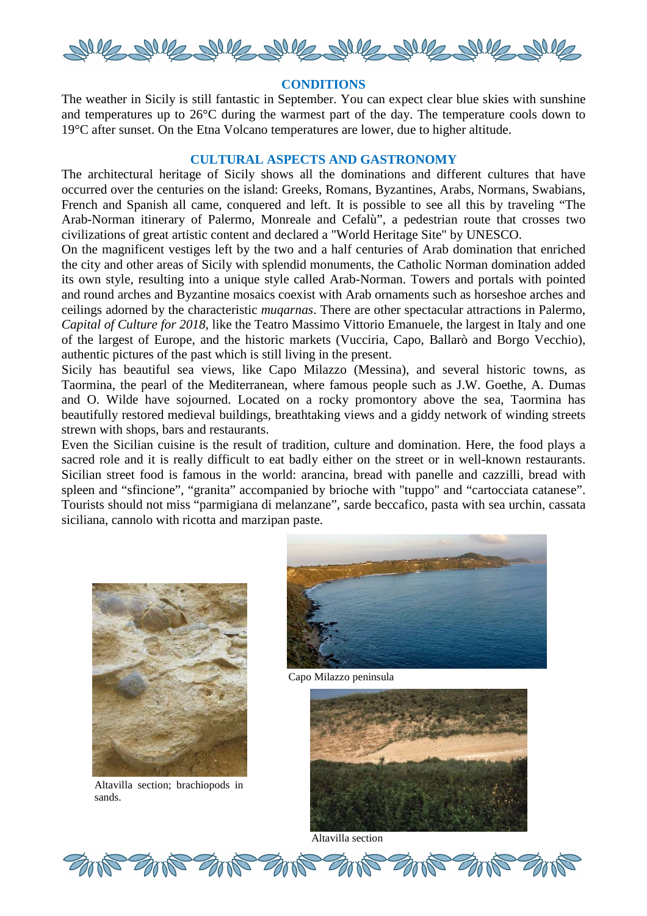## CONDITIONS

The weather in Sicily is still fantastic in September. You can expect clear blue skies with sunshine and temperatures up to 26°C during the warmest part of the day. The temperature cools down to 19°C after sunset. On the Etna Volcano temperatures are lower, due to higher altitude.

## CULTURAL ASPECTS AND GASTRONOMY

The architectural heritage of Sicily shows all the dominations and different cultures that have occurred over the centuries on the island: Greeks, Romans, Byzantines, Arabs, Normans, Swabians, French and Spanish all came, conquered and left. It is possible to see all this by traveling "The Arab-Norman itinerary of Palermo, Monreale and Cefalù", a pedestrian route that crosses two civilizations of great artistic content and declared a "World Heritage Site" by UNESCO.

On the magnificent vestiges left by the two and a half centuries of Arab domination that enriched the city and other areas of Sicily with splendid monuments, the Catholic Norman domination added its own style, resulting into a unique style called Arab-Norman. Towers and portals with pointed and round arches and Byzantine mosaics coexist with Arab ornaments such as horseshoe arches and ceilings adorned by the characteristic *muqarnas*. There are other spectacular attractions in Palermo, *Capital of Culture for 2018*, like the Teatro Massimo Vittorio Emanuele, the largest in Italy and one of the largest of Europe, and the historic markets (Vucciria, Capo, Ballarò and Borgo Vecchio), authentic pictures of the past which is still living in the present.

Sicily has beautiful sea views, like Capo Milazzo (Messina), and several historic towns, as Taormina, the pearl of the Mediterranean, where famous people such as J.W. Goethe, A. Dumas and O. Wilde have sojourned. Located on a rocky promontory above the sea, Taormina has beautifully restored medieval buildings, breathtaking views and a giddy network of winding streets strewn with shops, bars and restaurants.

Even the Sicilian cuisine is the result of tradition, culture and domination. Here, the food plays a sacred role and it is really difficult to eat badly either on the street or in well-known restaurants. Sicilian street food is famous in the world: arancina, bread with panelle and cazzilli, bread with spleen and "sfincione", "granita" accompanied by brioche with "tuppo" and "cartocciata catanese". Tourists should not miss "parmigiana di melanzane", sarde beccafico, pasta with sea urchin, cassata siciliana, cannolo with ricotta and marzipan paste.

Altavilla section; brachiopods in sands.

Capo Milazzo peninsula

Altavilla section